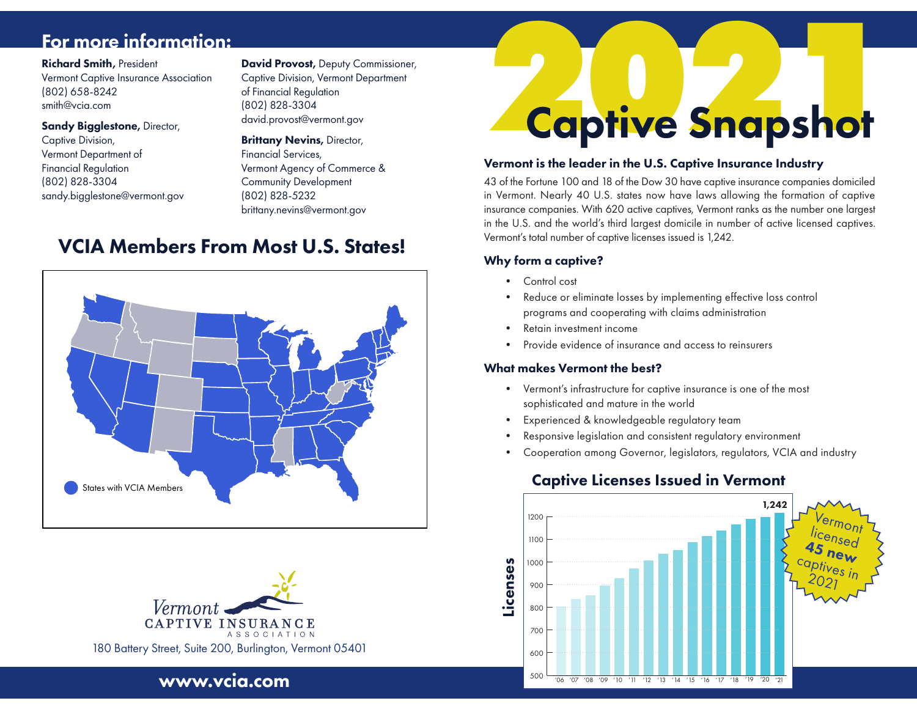# 2021 Captive Snapshot

## Vermont is the leader in the U.S. Captive Insurance Industry

43 of the Fortune 100 and 18 of the Dow 30 have captive insurance companies domiciled in Vermont. Nearly 40 U.S. states now have laws allowing the formation of captive insurance companies. With 620 active captives, Vermont ranks as the number one largest in the U.S. and the world's third largest domicile in number of active licensed captives. Vermont's total number of captive licenses issued is 1,242.

### Why form a captive?

- Control cost
- Reduce or eliminate losses by implementing effective loss control programs and cooperating with claims administration
- Retain investment income
- Provide evidence of insurance and access to reinsurers

### What makes Vermont the best?

- Vermont's infrastructure for captive insurance is one of the most sophisticated and mature in the world
- Experienced & knowledgeable regulatory team
- Responsive legislation and consistent regulatory environment
- Cooperation among Governor, legislators, regulators, VCIA and industry

### Captive Licenses Issued in Vermont

Vermont licensed **45 new** captives in 2021

1,242

## For more information:

**Richard Smith,** President
Vermont Captive Insurance Association
(802) 658-8242
smith@vcia.com

**Sandy Bigglestone,** Director,
Captive Division,
Vermont Department of
Financial Regulation
(802) 828-3304
sandy.bigglestone@vermont.gov

**David Provost,** Deputy Commissioner,
Captive Division, Vermont Department
of Financial Regulation
(802) 828-3304
david.provost@vermont.gov

**Brittany Nevins,** Director,
Financial Services,
Vermont Agency of Commerce &
Community Development
(802) 828-5232
brittany.nevins@vermont.gov

## VCIA Members From Most U.S. States!

States with VCIA Members

Vermont Captive Insurance Association

180 Battery Street, Suite 200, Burlington, Vermont 05401

**www.vcia.com**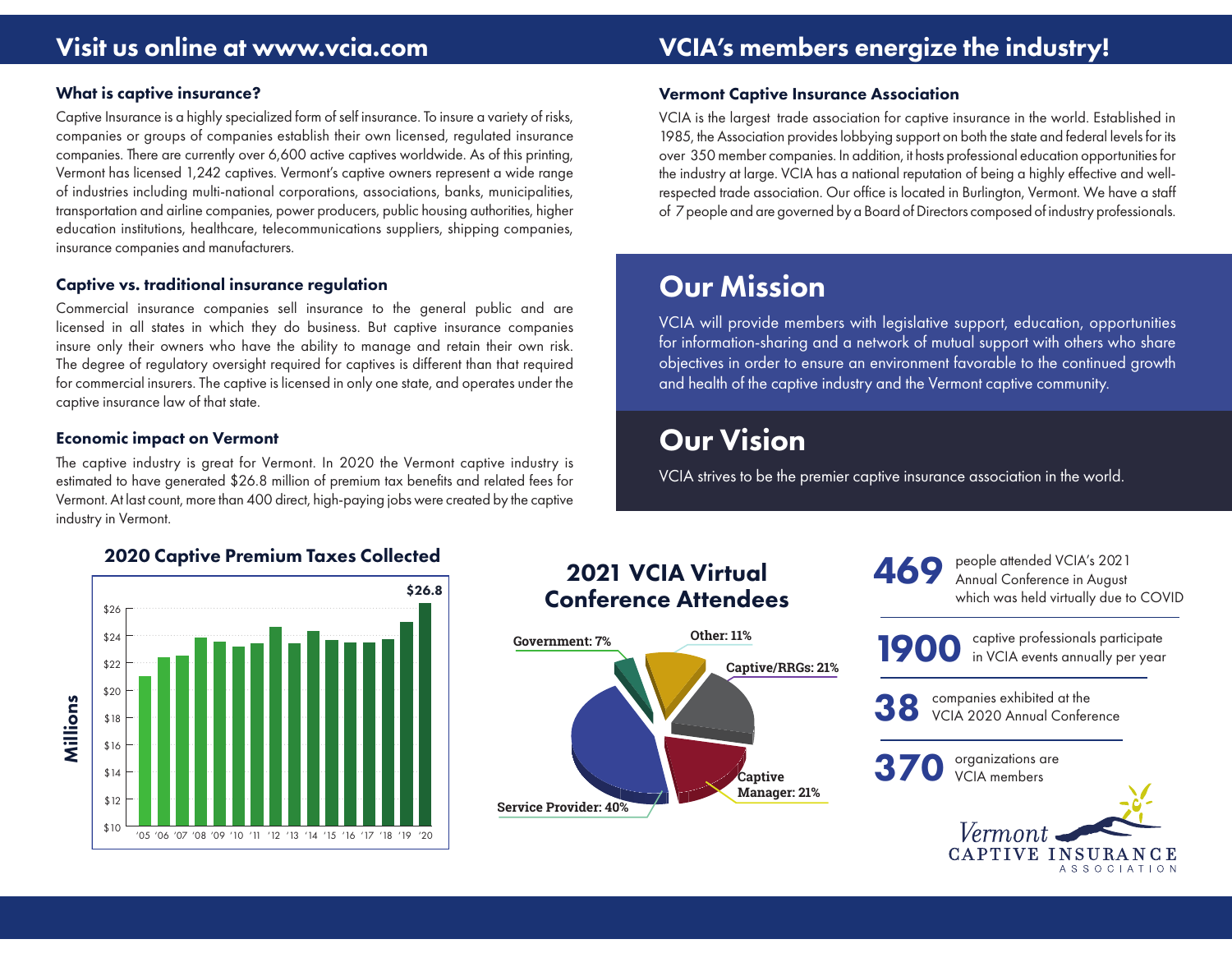## Visit us online at www.vcia.com

### What is captive insurance?

Captive Insurance is a highly specialized form of self insurance. To insure a variety of risks, companies or groups of companies establish their own licensed, regulated insurance companies. There are currently over 6,600 active captives worldwide. As of this printing, Vermont has licensed 1,242 captives. Vermont's captive owners represent a wide range of industries including multi-national corporations, associations, banks, municipalities, transportation and airline companies, power producers, public housing authorities, higher education institutions, healthcare, telecommunications suppliers, shipping companies, insurance companies and manufacturers.

### Captive vs. traditional insurance regulation

Commercial insurance companies sell insurance to the general public and are licensed in all states in which they do business. But captive insurance companies insure only their owners who have the ability to manage and retain their own risk. The degree of regulatory oversight required for captives is different than that required for commercial insurers. The captive is licensed in only one state, and operates under the captive insurance law of that state.

### Economic impact on Vermont

The captive industry is great for Vermont. In 2020 the Vermont captive industry is estimated to have generated $26.8 million of premium tax benefits and related fees for Vermont. At last count, more than 400 direct, high-paying jobs were created by the captive industry in Vermont.

## VCIA's members energize the industry!

### Vermont Captive Insurance Association

VCIA is the largest trade association for captive insurance in the world. Established in 1985, the Association provides lobbying support on both the state and federal levels for its over 350 member companies. In addition, it hosts professional education opportunities for the industry at large. VCIA has a national reputation of being a highly effective and well-respected trade association. Our office is located in Burlington, Vermont. We have a staff of 7 people and are governed by a Board of Directors composed of industry professionals.

## Our Mission

VCIA will provide members with legislative support, education, opportunities for information-sharing and a network of mutual support with others who share objectives in order to ensure an environment favorable to the continued growth and health of the captive industry and the Vermont captive community.

## Our Vision

VCIA strives to be the premier captive insurance association in the world.

### 2020 Captive Premium Taxes Collected

Millions

$26.8

$10 $12 $14 $16 $18 $20 $22 $24 $26

'05 '06 '07 '08 '09 '10 '11 '12 '13 '14 '15 '16 '17 '18 '19 '20

### 2021 VCIA Virtual Conference Attendees

Government: 7%

Other: 11%

Captive/RRGs: 21%

Captive Manager: 21%

Service Provider: 40%

**469** people attended VCIA's 2021 Annual Conference in August which was held virtually due to COVID

**1900** captive professionals participate in VCIA events annually per year

**38** companies exhibited at the VCIA 2020 Annual Conference

**370** organizations are VCIA members

Vermont CAPTIVE INSURANCE ASSOCIATION